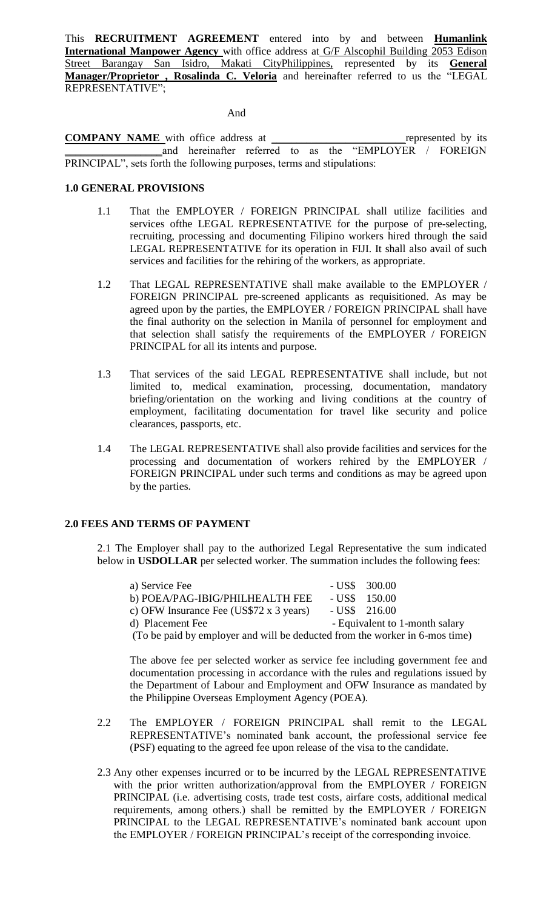This **RECRUITMENT AGREEMENT** entered into by and between **Humanlink International Manpower Agency** with office address at G/F Alscophil Building 2053 Edison Street Barangay San Isidro, Makati CityPhilippines, represented by its **General Manager/Proprietor , Rosalinda C. Veloria** and hereinafter referred to us the "LEGAL REPRESENTATIVE";

And

**COMPANY NAME** with office address at ________________________ represented by its ________________ and hereinafter referred to as the "EMPLOYER / FOREIGN PRINCIPAL", sets forth the following purposes, terms and stipulations:

**1.0 GENERAL PROVISIONS**

1.1 That the EMPLOYER / FOREIGN PRINCIPAL shall utilize facilities and services ofthe LEGAL REPRESENTATIVE for the purpose of pre-selecting, recruiting, processing and documenting Filipino workers hired through the said LEGAL REPRESENTATIVE for its operation in FIJI. It shall also avail of such services and facilities for the rehiring of the workers, as appropriate.

1.2 That LEGAL REPRESENTATIVE shall make available to the EMPLOYER / FOREIGN PRINCIPAL pre-screened applicants as requisitioned. As may be agreed upon by the parties, the EMPLOYER / FOREIGN PRINCIPAL shall have the final authority on the selection in Manila of personnel for employment and that selection shall satisfy the requirements of the EMPLOYER / FOREIGN PRINCIPAL for all its intents and purpose.

1.3 That services of the said LEGAL REPRESENTATIVE shall include, but not limited to, medical examination, processing, documentation, mandatory briefing/orientation on the working and living conditions at the country of employment, facilitating documentation for travel like security and police clearances, passports, etc.

1.4 The LEGAL REPRESENTATIVE shall also provide facilities and services for the processing and documentation of workers rehired by the EMPLOYER / FOREIGN PRINCIPAL under such terms and conditions as may be agreed upon by the parties.

**2.0 FEES AND TERMS OF PAYMENT**

2.1 The Employer shall pay to the authorized Legal Representative the sum indicated below in **USDOLLAR** per selected worker. The summation includes the following fees:

a) Service Fee - US$ 300.00
b) POEA/PAG-IBIG/PHILHEALTH FEE - US$ 150.00
c) OFW Insurance Fee (US$72 x 3 years) - US$ 216.00
d) Placement Fee - Equivalent to 1-month salary
(To be paid by employer and will be deducted from the worker in 6-mos time)

The above fee per selected worker as service fee including government fee and documentation processing in accordance with the rules and regulations issued by the Department of Labour and Employment and OFW Insurance as mandated by the Philippine Overseas Employment Agency (POEA).

2.2 The EMPLOYER / FOREIGN PRINCIPAL shall remit to the LEGAL REPRESENTATIVE's nominated bank account, the professional service fee (PSF) equating to the agreed fee upon release of the visa to the candidate.

2.3 Any other expenses incurred or to be incurred by the LEGAL REPRESENTATIVE with the prior written authorization/approval from the EMPLOYER / FOREIGN PRINCIPAL (i.e. advertising costs, trade test costs, airfare costs, additional medical requirements, among others.) shall be remitted by the EMPLOYER / FOREIGN PRINCIPAL to the LEGAL REPRESENTATIVE's nominated bank account upon the EMPLOYER / FOREIGN PRINCIPAL's receipt of the corresponding invoice.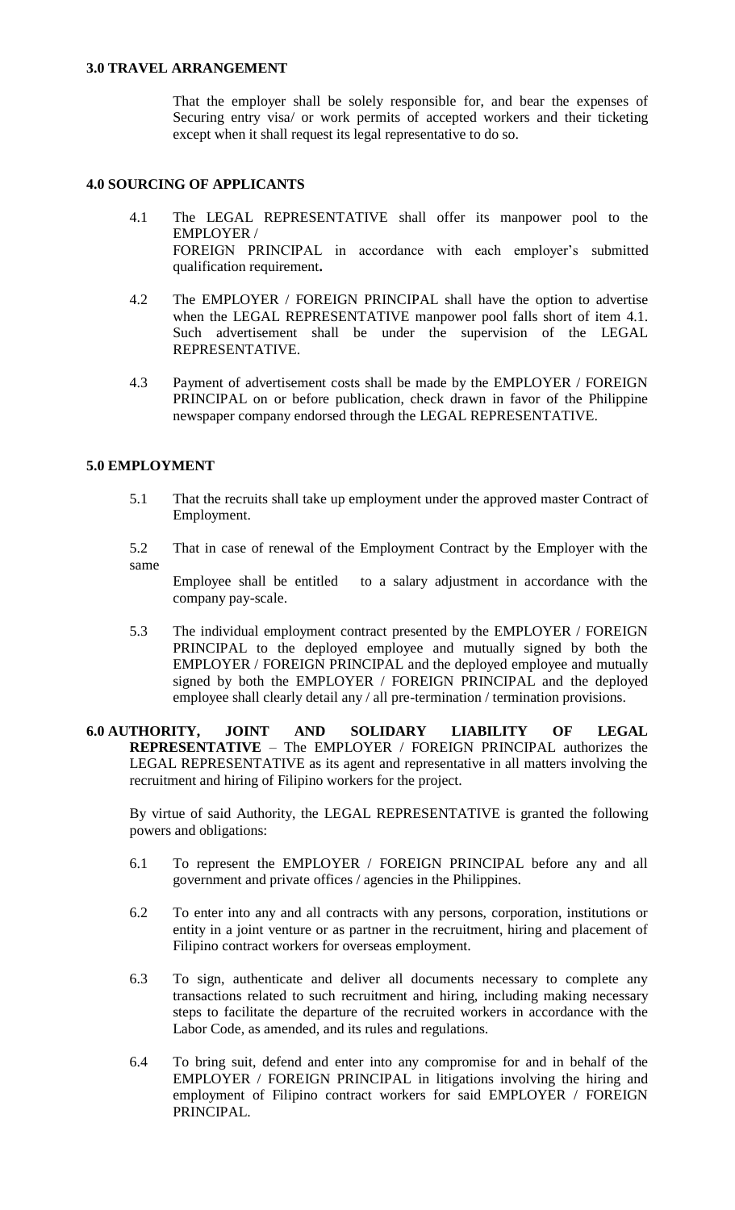**3.0 TRAVEL ARRANGEMENT**

That the employer shall be solely responsible for, and bear the expenses of Securing entry visa/ or work permits of accepted workers and their ticketing except when it shall request its legal representative to do so.

**4.0 SOURCING OF APPLICANTS**

4.1 The LEGAL REPRESENTATIVE shall offer its manpower pool to the EMPLOYER / FOREIGN PRINCIPAL in accordance with each employer's submitted qualification requirement**.**

4.2 The EMPLOYER / FOREIGN PRINCIPAL shall have the option to advertise when the LEGAL REPRESENTATIVE manpower pool falls short of item 4.1. Such advertisement shall be under the supervision of the LEGAL REPRESENTATIVE.

4.3 Payment of advertisement costs shall be made by the EMPLOYER / FOREIGN PRINCIPAL on or before publication, check drawn in favor of the Philippine newspaper company endorsed through the LEGAL REPRESENTATIVE.

**5.0 EMPLOYMENT**

5.1 That the recruits shall take up employment under the approved master Contract of Employment.

5.2 That in case of renewal of the Employment Contract by the Employer with the same Employee shall be entitled to a salary adjustment in accordance with the company pay-scale.

5.3 The individual employment contract presented by the EMPLOYER / FOREIGN PRINCIPAL to the deployed employee and mutually signed by both the EMPLOYER / FOREIGN PRINCIPAL and the deployed employee and mutually signed by both the EMPLOYER / FOREIGN PRINCIPAL and the deployed employee shall clearly detail any / all pre-termination / termination provisions.

**6.0 AUTHORITY, JOINT AND SOLIDARY LIABILITY OF LEGAL REPRESENTATIVE** – The EMPLOYER / FOREIGN PRINCIPAL authorizes the LEGAL REPRESENTATIVE as its agent and representative in all matters involving the recruitment and hiring of Filipino workers for the project.

By virtue of said Authority, the LEGAL REPRESENTATIVE is granted the following powers and obligations:

6.1 To represent the EMPLOYER / FOREIGN PRINCIPAL before any and all government and private offices / agencies in the Philippines.

6.2 To enter into any and all contracts with any persons, corporation, institutions or entity in a joint venture or as partner in the recruitment, hiring and placement of Filipino contract workers for overseas employment.

6.3 To sign, authenticate and deliver all documents necessary to complete any transactions related to such recruitment and hiring, including making necessary steps to facilitate the departure of the recruited workers in accordance with the Labor Code, as amended, and its rules and regulations.

6.4 To bring suit, defend and enter into any compromise for and in behalf of the EMPLOYER / FOREIGN PRINCIPAL in litigations involving the hiring and employment of Filipino contract workers for said EMPLOYER / FOREIGN PRINCIPAL.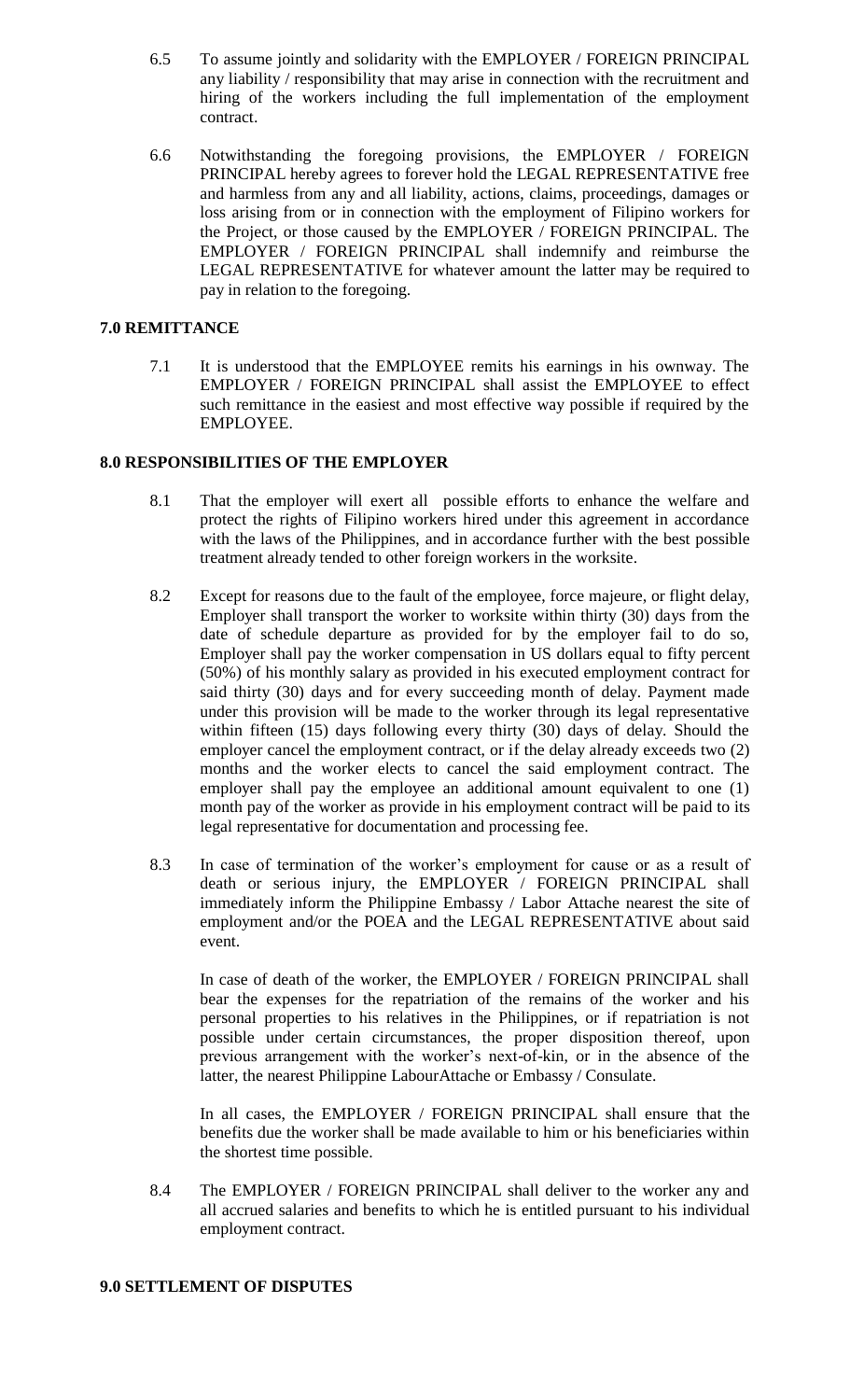6.5 To assume jointly and solidarity with the EMPLOYER / FOREIGN PRINCIPAL any liability / responsibility that may arise in connection with the recruitment and hiring of the workers including the full implementation of the employment contract.

6.6 Notwithstanding the foregoing provisions, the EMPLOYER / FOREIGN PRINCIPAL hereby agrees to forever hold the LEGAL REPRESENTATIVE free and harmless from any and all liability, actions, claims, proceedings, damages or loss arising from or in connection with the employment of Filipino workers for the Project, or those caused by the EMPLOYER / FOREIGN PRINCIPAL. The EMPLOYER / FOREIGN PRINCIPAL shall indemnify and reimburse the LEGAL REPRESENTATIVE for whatever amount the latter may be required to pay in relation to the foregoing.

**7.0 REMITTANCE**

7.1 It is understood that the EMPLOYEE remits his earnings in his ownway. The EMPLOYER / FOREIGN PRINCIPAL shall assist the EMPLOYEE to effect such remittance in the easiest and most effective way possible if required by the EMPLOYEE.

**8.0 RESPONSIBILITIES OF THE EMPLOYER**

8.1 That the employer will exert all possible efforts to enhance the welfare and protect the rights of Filipino workers hired under this agreement in accordance with the laws of the Philippines, and in accordance further with the best possible treatment already tended to other foreign workers in the worksite.

8.2 Except for reasons due to the fault of the employee, force majeure, or flight delay, Employer shall transport the worker to worksite within thirty (30) days from the date of schedule departure as provided for by the employer fail to do so, Employer shall pay the worker compensation in US dollars equal to fifty percent (50%) of his monthly salary as provided in his executed employment contract for said thirty (30) days and for every succeeding month of delay. Payment made under this provision will be made to the worker through its legal representative within fifteen (15) days following every thirty (30) days of delay. Should the employer cancel the employment contract, or if the delay already exceeds two (2) months and the worker elects to cancel the said employment contract. The employer shall pay the employee an additional amount equivalent to one (1) month pay of the worker as provide in his employment contract will be paid to its legal representative for documentation and processing fee.

8.3 In case of termination of the worker's employment for cause or as a result of death or serious injury, the EMPLOYER / FOREIGN PRINCIPAL shall immediately inform the Philippine Embassy / Labor Attache nearest the site of employment and/or the POEA and the LEGAL REPRESENTATIVE about said event.

In case of death of the worker, the EMPLOYER / FOREIGN PRINCIPAL shall bear the expenses for the repatriation of the remains of the worker and his personal properties to his relatives in the Philippines, or if repatriation is not possible under certain circumstances, the proper disposition thereof, upon previous arrangement with the worker's next-of-kin, or in the absence of the latter, the nearest Philippine LabourAttache or Embassy / Consulate.

In all cases, the EMPLOYER / FOREIGN PRINCIPAL shall ensure that the benefits due the worker shall be made available to him or his beneficiaries within the shortest time possible.

8.4 The EMPLOYER / FOREIGN PRINCIPAL shall deliver to the worker any and all accrued salaries and benefits to which he is entitled pursuant to his individual employment contract.

**9.0 SETTLEMENT OF DISPUTES**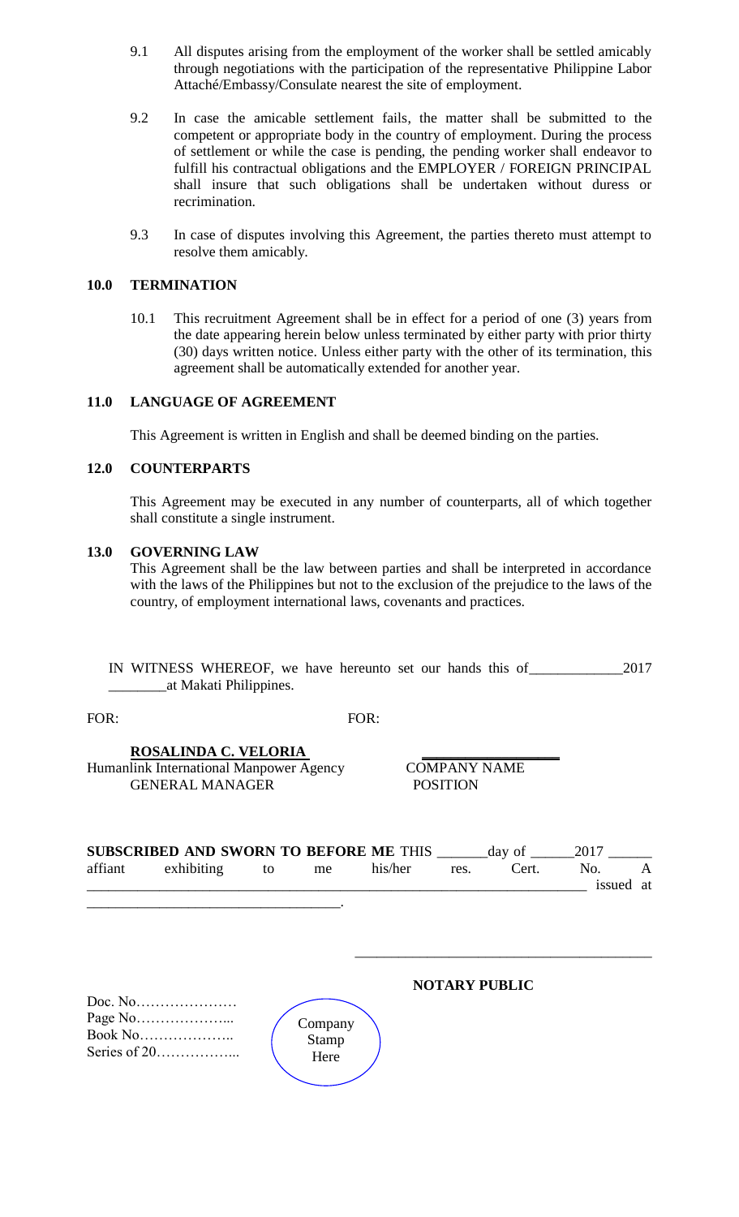9.1 All disputes arising from the employment of the worker shall be settled amicably through negotiations with the participation of the representative Philippine Labor Attaché/Embassy/Consulate nearest the site of employment.

9.2 In case the amicable settlement fails, the matter shall be submitted to the competent or appropriate body in the country of employment. During the process of settlement or while the case is pending, the pending worker shall endeavor to fulfill his contractual obligations and the EMPLOYER / FOREIGN PRINCIPAL shall insure that such obligations shall be undertaken without duress or recrimination.

9.3 In case of disputes involving this Agreement, the parties thereto must attempt to resolve them amicably.

**10.0 TERMINATION**

10.1 This recruitment Agreement shall be in effect for a period of one (3) years from the date appearing herein below unless terminated by either party with prior thirty (30) days written notice. Unless either party with the other of its termination, this agreement shall be automatically extended for another year.

**11.0 LANGUAGE OF AGREEMENT**

This Agreement is written in English and shall be deemed binding on the parties.

**12.0 COUNTERPARTS**

This Agreement may be executed in any number of counterparts, all of which together shall constitute a single instrument.

**13.0 GOVERNING LAW**

This Agreement shall be the law between parties and shall be interpreted in accordance with the laws of the Philippines but not to the exclusion of the prejudice to the laws of the country, of employment international laws, covenants and practices.

IN WITNESS WHEREOF, we have hereunto set our hands this of_____________2017 ________at Makati Philippines.

FOR: FOR:

**ROSALINDA C. VELORIA**
Humanlink International Manpower Agency
GENERAL MANAGER

___________________
COMPANY NAME
POSITION

**SUBSCRIBED AND SWORN TO BEFORE ME** THIS _______day of ______2017 ______ affiant exhibiting to me his/her res. Cert. No. A ______________________________________________________________________ issued at ___________________________________.

_________________________________________

**NOTARY PUBLIC**

Doc. No…………………
Page No………………...
Book No………………..
Series of 20……………...

Company Stamp Here